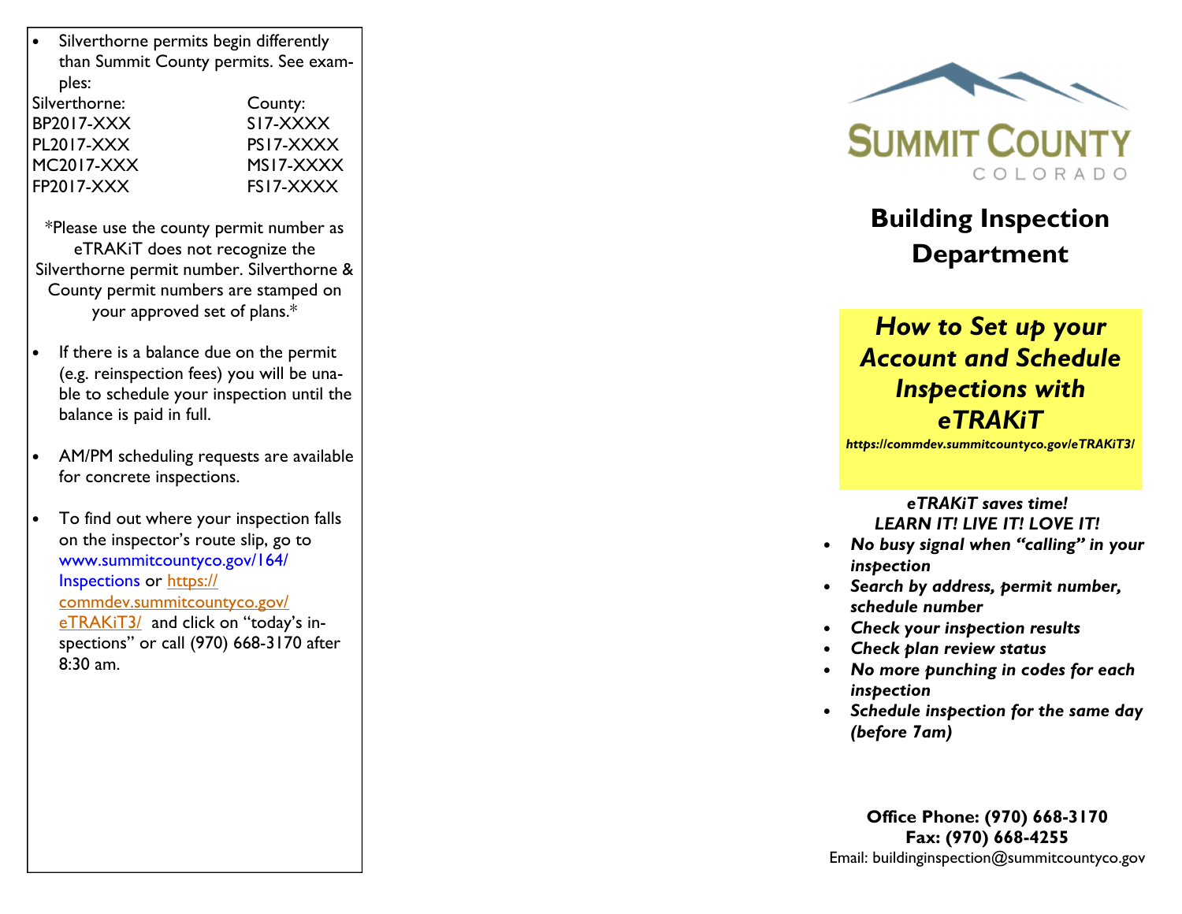- Silverthorne permits begin differently than Summit County permits. See examples:

| Silverthorne: | County: |
|---|---|
| BP2017-XXX | S17-XXXX |
| PL2017-XXX | PS17-XXXX |
| MC2017-XXX | MS17-XXXX |
| FP2017-XXX | FS17-XXXX |

*Please use the county permit number as eTRAKiT does not recognize the Silverthorne permit number. Silverthorne & County permit numbers are stamped on your approved set of plans.*

- If there is a balance due on the permit (e.g. reinspection fees) you will be unable to schedule your inspection until the balance is paid in full.
- AM/PM scheduling requests are available for concrete inspections.
- To find out where your inspection falls on the inspector's route slip, go to www.summitcountyco.gov/164/Inspections or https://commdev.summitcountyco.gov/eTRAKiT3/ and click on "today's inspections" or call (970) 668-3170 after 8:30 am.

SUMMIT COUNTY
COLORADO

# Building Inspection Department

## *How to Set up your Account and Schedule Inspections with eTRAKiT*

***https://commdev.summitcountyco.gov/eTRAKiT3/***

***eTRAKiT saves time!***
***LEARN IT! LIVE IT! LOVE IT!***

- ***No busy signal when "calling" in your inspection***
- ***Search by address, permit number, schedule number***
- ***Check your inspection results***
- ***Check plan review status***
- ***No more punching in codes for each inspection***
- ***Schedule inspection for the same day (before 7am)***

**Office Phone: (970) 668-3170**
**Fax: (970) 668-4255**
Email: buildinginspection@summitcountyco.gov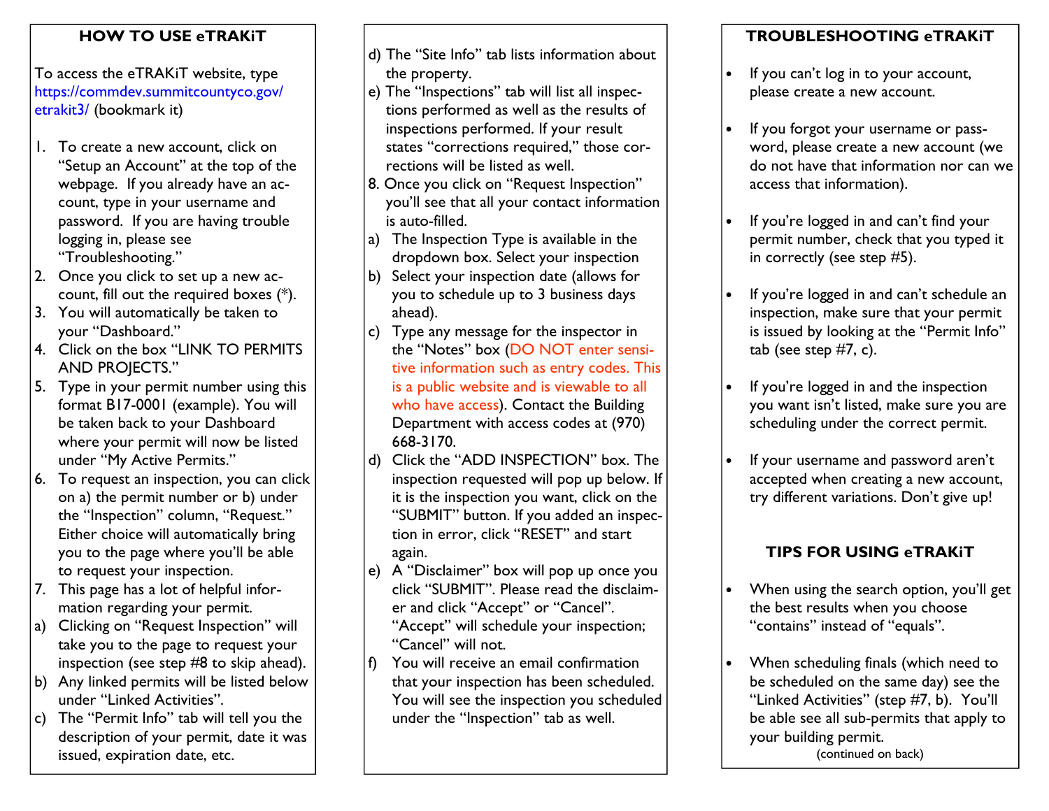## HOW TO USE eTRAKiT

To access the eTRAKiT website, type https://commdev.summitcountyco.gov/etrakit3/ (bookmark it)

1. To create a new account, click on "Setup an Account" at the top of the webpage. If you already have an account, type in your username and password. If you are having trouble logging in, please see "Troubleshooting."
2. Once you click to set up a new account, fill out the required boxes (*).
3. You will automatically be taken to your "Dashboard."
4. Click on the box "LINK TO PERMITS AND PROJECTS."
5. Type in your permit number using this format B17-0001 (example). You will be taken back to your Dashboard where your permit will now be listed under "My Active Permits."
6. To request an inspection, you can click on a) the permit number or b) under the "Inspection" column, "Request." Either choice will automatically bring you to the page where you'll be able to request your inspection.
7. This page has a lot of helpful information regarding your permit.

a) Clicking on "Request Inspection" will take you to the page to request your inspection (see step #8 to skip ahead).
b) Any linked permits will be listed below under "Linked Activities".
c) The "Permit Info" tab will tell you the description of your permit, date it was issued, expiration date, etc.
d) The "Site Info" tab lists information about the property.
e) The "Inspections" tab will list all inspections performed as well as the results of inspections performed. If your result states "corrections required," those corrections will be listed as well.

8. Once you click on "Request Inspection" you'll see that all your contact information is auto-filled.

a) The Inspection Type is available in the dropdown box. Select your inspection
b) Select your inspection date (allows for you to schedule up to 3 business days ahead).
c) Type any message for the inspector in the "Notes" box (DO NOT enter sensitive information such as entry codes. This is a public website and is viewable to all who have access). Contact the Building Department with access codes at (970) 668-3170.
d) Click the "ADD INSPECTION" box. The inspection requested will pop up below. If it is the inspection you want, click on the "SUBMIT" button. If you added an inspection in error, click "RESET" and start again.
e) A "Disclaimer" box will pop up once you click "SUBMIT". Please read the disclaimer and click "Accept" or "Cancel". "Accept" will schedule your inspection; "Cancel" will not.
f) You will receive an email confirmation that your inspection has been scheduled. You will see the inspection you scheduled under the "Inspection" tab as well.

## TROUBLESHOOTING eTRAKiT

- If you can't log in to your account, please create a new account.
- If you forgot your username or password, please create a new account (we do not have that information nor can we access that information).
- If you're logged in and can't find your permit number, check that you typed it in correctly (see step #5).
- If you're logged in and can't schedule an inspection, make sure that your permit is issued by looking at the "Permit Info" tab (see step #7, c).
- If you're logged in and the inspection you want isn't listed, make sure you are scheduling under the correct permit.
- If your username and password aren't accepted when creating a new account, try different variations. Don't give up!

## TIPS FOR USING eTRAKiT

- When using the search option, you'll get the best results when you choose "contains" instead of "equals".
- When scheduling finals (which need to be scheduled on the same day) see the "Linked Activities" (step #7, b). You'll be able see all sub-permits that apply to your building permit.

(continued on back)